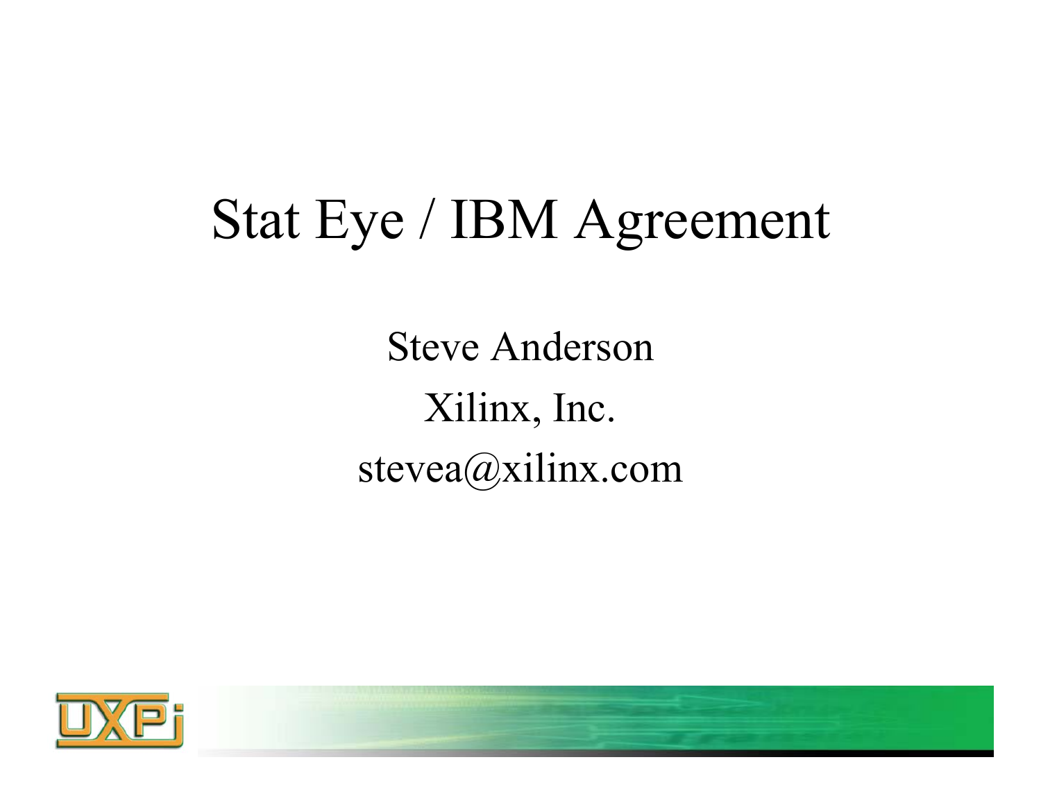# Stat Eye / IBM Agreement

Steve Anderson

Xilinx, Inc.

stevea@xilinx.com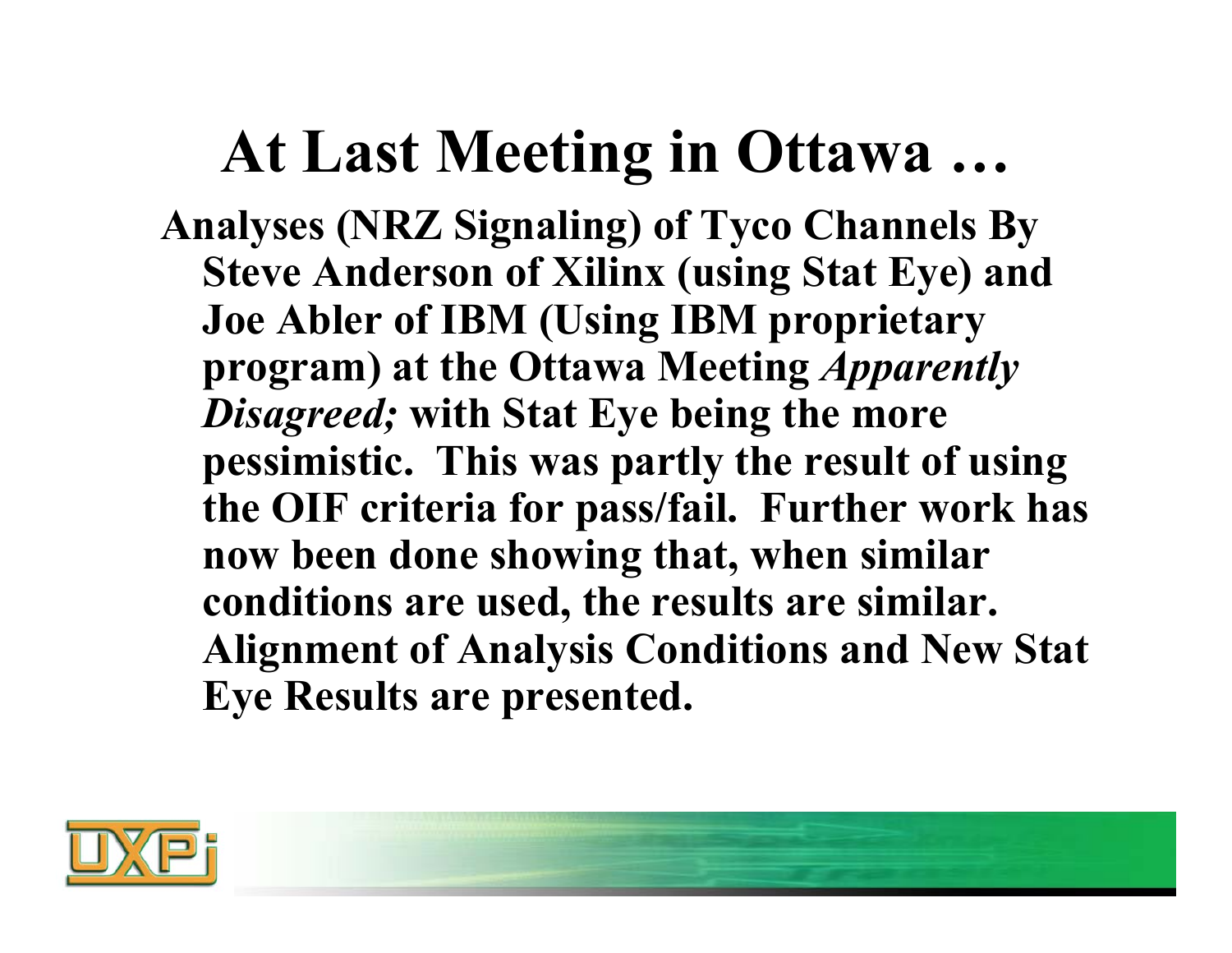# At Last Meeting in Ottawa …

**Analyses (NRZ Signaling) of Tyco Channels By Steve Anderson of Xilinx (using Stat Eye) and Joe Abler of IBM (Using IBM proprietary program) at the Ottawa Meeting *Apparently Disagreed;* with Stat Eye being the more pessimistic. This was partly the result of using the OIF criteria for pass/fail. Further work has now been done showing that, when similar conditions are used, the results are similar. Alignment of Analysis Conditions and New Stat Eye Results are presented.**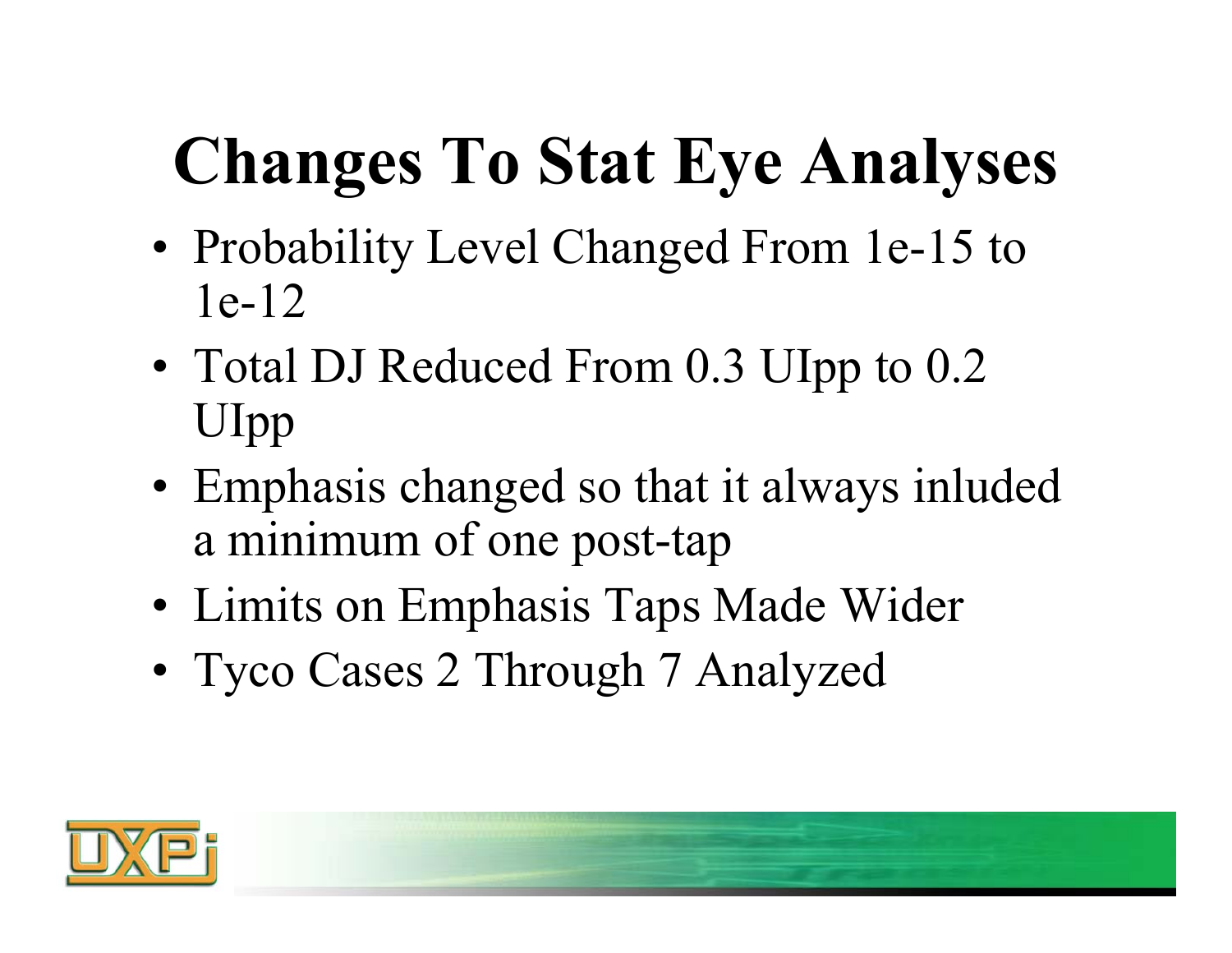# Changes To Stat Eye Analyses

- Probability Level Changed From 1e-15 to 1e-12
- Total DJ Reduced From 0.3 UIpp to 0.2 UIpp
- Emphasis changed so that it always inluded a minimum of one post-tap
- Limits on Emphasis Taps Made Wider
- Tyco Cases 2 Through 7 Analyzed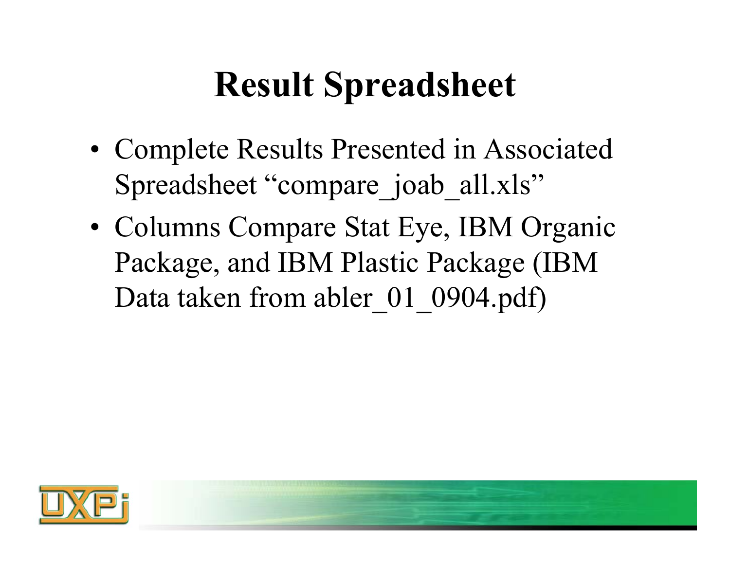# Result Spreadsheet

- Complete Results Presented in Associated Spreadsheet “compare_joab_all.xls”
- Columns Compare Stat Eye, IBM Organic Package, and IBM Plastic Package (IBM Data taken from abler_01_0904.pdf)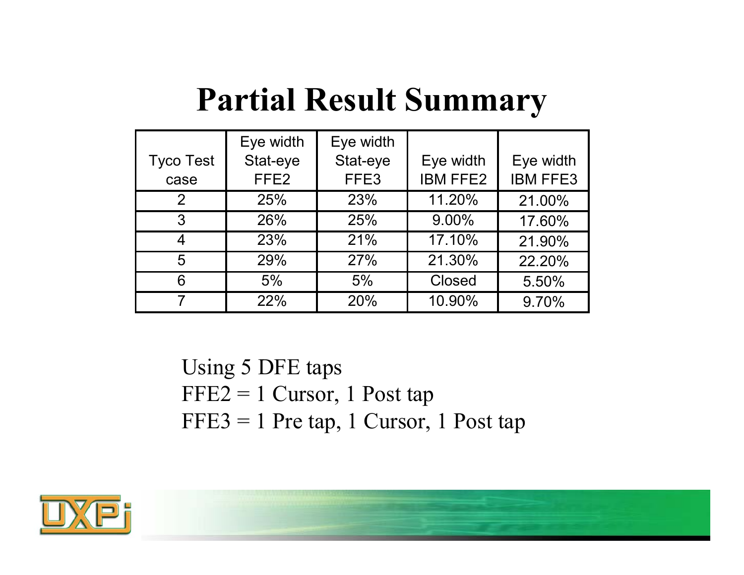# Partial Result Summary

| Tyco Test case | Eye width Stat-eye FFE2 | Eye width Stat-eye FFE3 | Eye width IBM FFE2 | Eye width IBM FFE3 |
|---|---|---|---|---|
| 2 | 25% | 23% | 11.20% | 21.00% |
| 3 | 26% | 25% | 9.00% | 17.60% |
| 4 | 23% | 21% | 17.10% | 21.90% |
| 5 | 29% | 27% | 21.30% | 22.20% |
| 6 | 5% | 5% | Closed | 5.50% |
| 7 | 22% | 20% | 10.90% | 9.70% |

Using 5 DFE taps

FFE2 = 1 Cursor, 1 Post tap

FFE3 = 1 Pre tap, 1 Cursor, 1 Post tap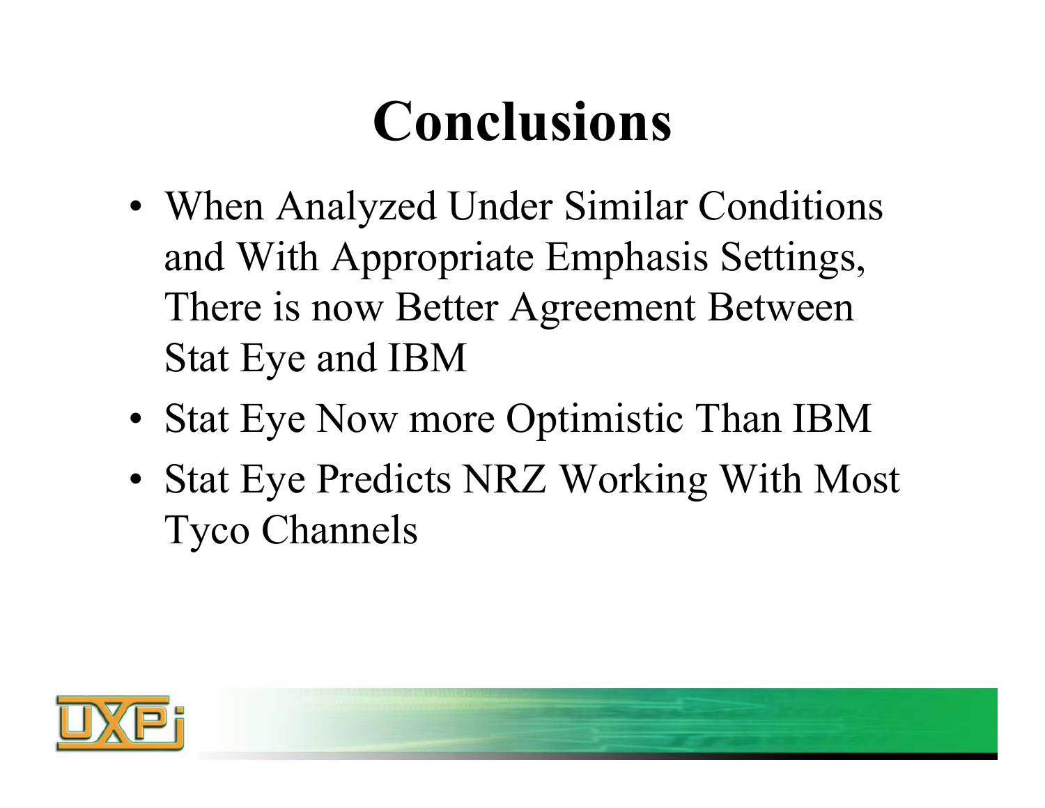# Conclusions

- When Analyzed Under Similar Conditions and With Appropriate Emphasis Settings, There is now Better Agreement Between Stat Eye and IBM
- Stat Eye Now more Optimistic Than IBM
- Stat Eye Predicts NRZ Working With Most Tyco Channels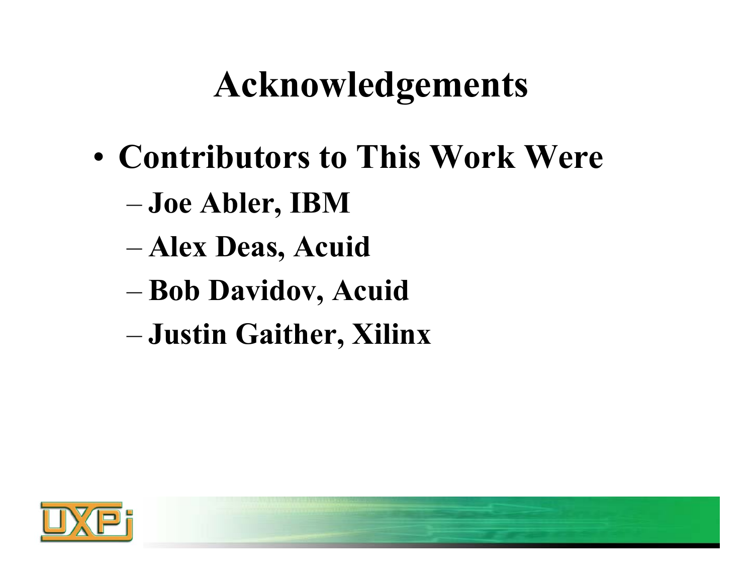# Acknowledgements

- Contributors to This Work Were
  - Joe Abler, IBM
  - Alex Deas, Acuid
  - Bob Davidov, Acuid
  - Justin Gaither, Xilinx